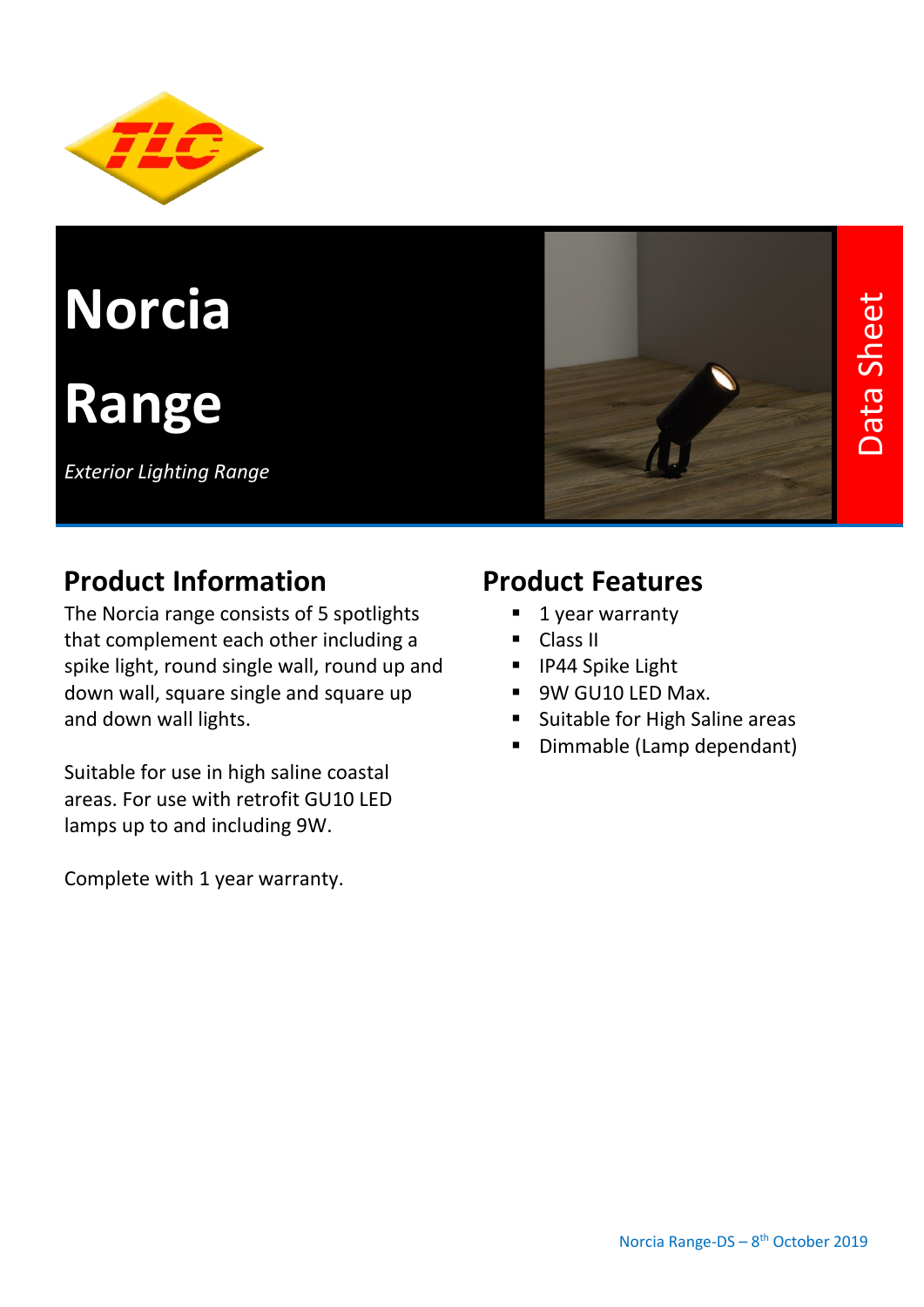# Norcia Range

*Exterior Lighting Range*

Data Sheet

## Product Information

The Norcia range consists of 5 spotlights that complement each other including a spike light, round single wall, round up and down wall, square single and square up and down wall lights.

Suitable for use in high saline coastal areas. For use with retrofit GU10 LED lamps up to and including 9W.

Complete with 1 year warranty.

## Product Features

- 1 year warranty
- Class II
- IP44 Spike Light
- 9W GU10 LED Max.
- Suitable for High Saline areas
- Dimmable (Lamp dependant)

Norcia Range-DS – 8th October 2019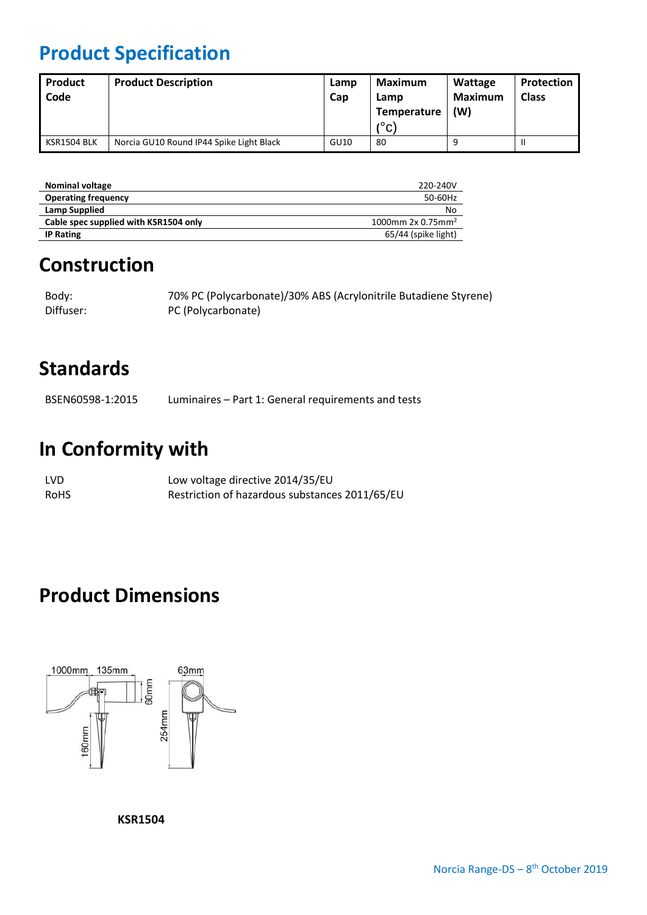# Product Specification

| Product Code | Product Description | Lamp Cap | Maximum Lamp Temperature (°C) | Wattage Maximum (W) | Protection Class |
|---|---|---|---|---|---|
| KSR1504 BLK | Norcia GU10 Round IP44 Spike Light Black | GU10 | 80 | 9 | II |

| | |
|---|---|
| **Nominal voltage** | 220-240V |
| **Operating frequency** | 50-60Hz |
| **Lamp Supplied** | No |
| **Cable spec supplied with KSR1504 only** | 1000mm 2x 0.75mm$^2$ |
| **IP Rating** | 65/44 (spike light) |

## Construction

Body: 70% PC (Polycarbonate)/30% ABS (Acrylonitrile Butadiene Styrene)
Diffuser: PC (Polycarbonate)

## Standards

BSEN60598-1:2015 Luminaires – Part 1: General requirements and tests

## In Conformity with

LVD Low voltage directive 2014/35/EU
RoHS Restriction of hazardous substances 2011/65/EU

## Product Dimensions

1000mm 135mm 60mm 160mm 63mm 254mm

**KSR1504**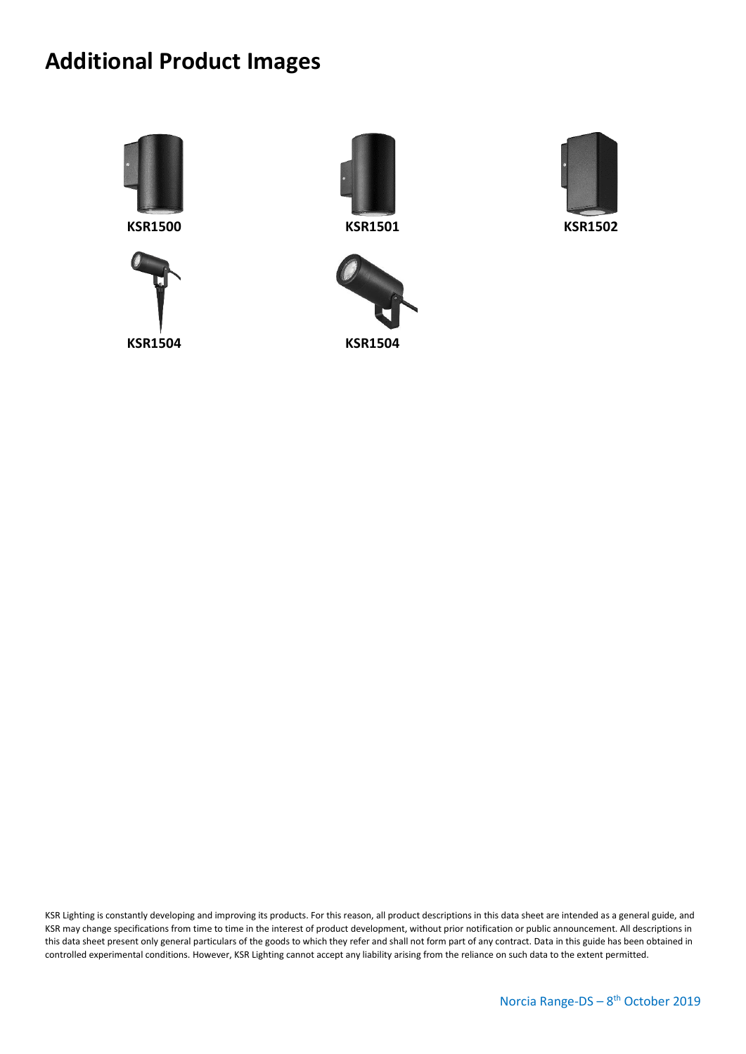# Additional Product Images

KSR1500

KSR1501

KSR1502

KSR1504

KSR1504

KSR Lighting is constantly developing and improving its products. For this reason, all product descriptions in this data sheet are intended as a general guide, and KSR may change specifications from time to time in the interest of product development, without prior notification or public announcement. All descriptions in this data sheet present only general particulars of the goods to which they refer and shall not form part of any contract. Data in this guide has been obtained in controlled experimental conditions. However, KSR Lighting cannot accept any liability arising from the reliance on such data to the extent permitted.